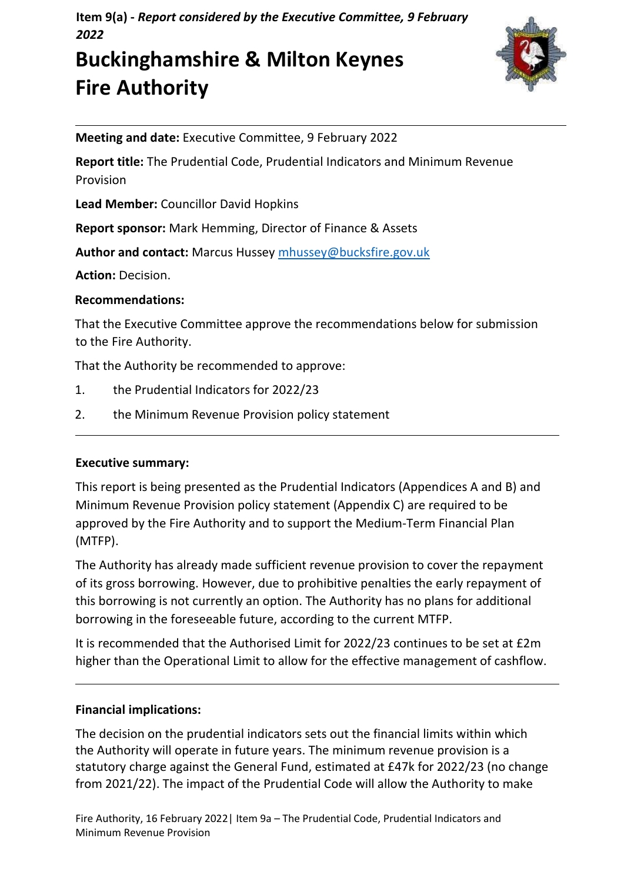**Item 9(a) -** ***Report considered by the Executive Committee, 9 February 2022***

# Buckinghamshire & Milton Keynes Fire Authority

**Meeting and date:** Executive Committee, 9 February 2022

**Report title:** The Prudential Code, Prudential Indicators and Minimum Revenue Provision

**Lead Member:** Councillor David Hopkins

**Report sponsor:** Mark Hemming, Director of Finance & Assets

**Author and contact:** Marcus Hussey mhussey@bucksfire.gov.uk

**Action:** Decision.

**Recommendations:**

That the Executive Committee approve the recommendations below for submission to the Fire Authority.

That the Authority be recommended to approve:

1. the Prudential Indicators for 2022/23
2. the Minimum Revenue Provision policy statement

---

**Executive summary:**

This report is being presented as the Prudential Indicators (Appendices A and B) and Minimum Revenue Provision policy statement (Appendix C) are required to be approved by the Fire Authority and to support the Medium-Term Financial Plan (MTFP).

The Authority has already made sufficient revenue provision to cover the repayment of its gross borrowing. However, due to prohibitive penalties the early repayment of this borrowing is not currently an option. The Authority has no plans for additional borrowing in the foreseeable future, according to the current MTFP.

It is recommended that the Authorised Limit for 2022/23 continues to be set at £2m higher than the Operational Limit to allow for the effective management of cashflow.

---

**Financial implications:**

The decision on the prudential indicators sets out the financial limits within which the Authority will operate in future years. The minimum revenue provision is a statutory charge against the General Fund, estimated at £47k for 2022/23 (no change from 2021/22). The impact of the Prudential Code will allow the Authority to make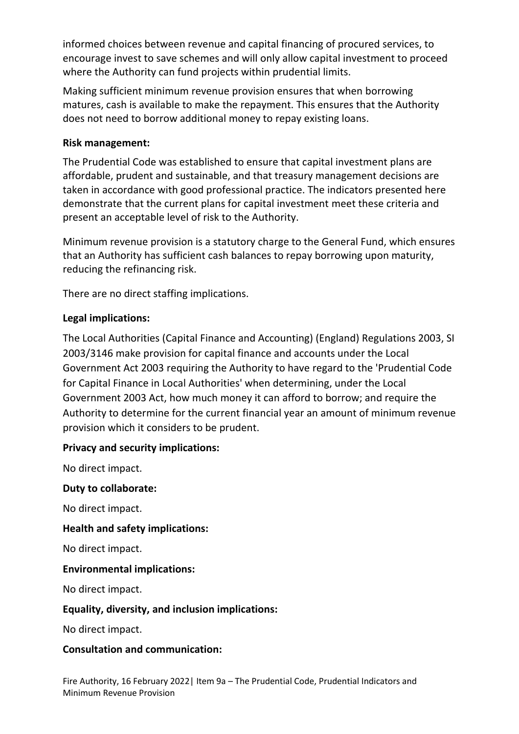informed choices between revenue and capital financing of procured services, to encourage invest to save schemes and will only allow capital investment to proceed where the Authority can fund projects within prudential limits.

Making sufficient minimum revenue provision ensures that when borrowing matures, cash is available to make the repayment. This ensures that the Authority does not need to borrow additional money to repay existing loans.

**Risk management:**

The Prudential Code was established to ensure that capital investment plans are affordable, prudent and sustainable, and that treasury management decisions are taken in accordance with good professional practice. The indicators presented here demonstrate that the current plans for capital investment meet these criteria and present an acceptable level of risk to the Authority.

Minimum revenue provision is a statutory charge to the General Fund, which ensures that an Authority has sufficient cash balances to repay borrowing upon maturity, reducing the refinancing risk.

There are no direct staffing implications.

**Legal implications:**

The Local Authorities (Capital Finance and Accounting) (England) Regulations 2003, SI 2003/3146 make provision for capital finance and accounts under the Local Government Act 2003 requiring the Authority to have regard to the 'Prudential Code for Capital Finance in Local Authorities' when determining, under the Local Government 2003 Act, how much money it can afford to borrow; and require the Authority to determine for the current financial year an amount of minimum revenue provision which it considers to be prudent.

**Privacy and security implications:**

No direct impact.

**Duty to collaborate:**

No direct impact.

**Health and safety implications:**

No direct impact.

**Environmental implications:**

No direct impact.

**Equality, diversity, and inclusion implications:**

No direct impact.

**Consultation and communication:**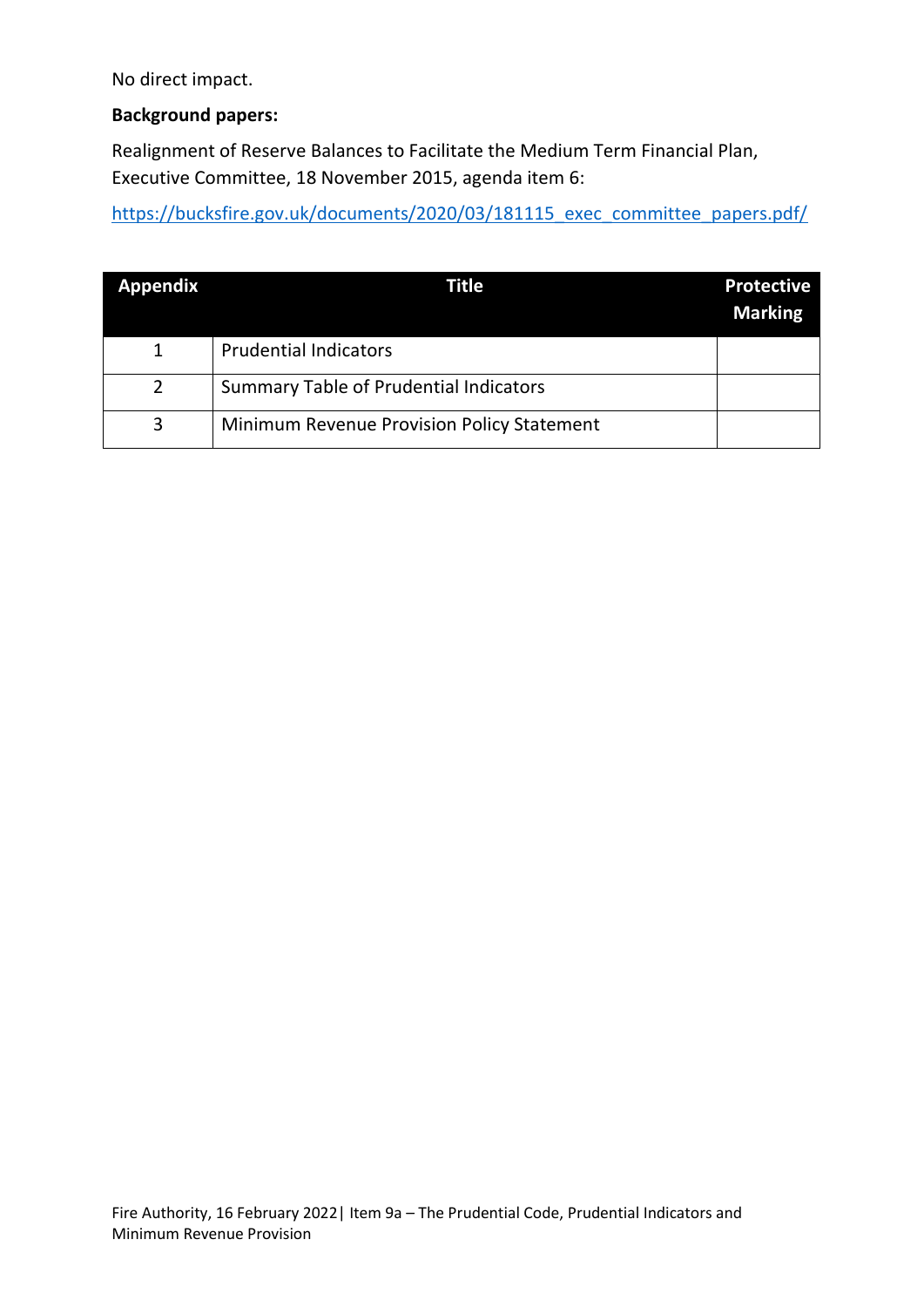No direct impact.

**Background papers:**

Realignment of Reserve Balances to Facilitate the Medium Term Financial Plan, Executive Committee, 18 November 2015, agenda item 6:

[https://bucksfire.gov.uk/documents/2020/03/181115_exec_committee_papers.pdf/](https://bucksfire.gov.uk/documents/2020/03/181115_exec_committee_papers.pdf/)

| Appendix | Title | Protective Marking |
|---|---|---|
| 1 | Prudential Indicators | |
| 2 | Summary Table of Prudential Indicators | |
| 3 | Minimum Revenue Provision Policy Statement | |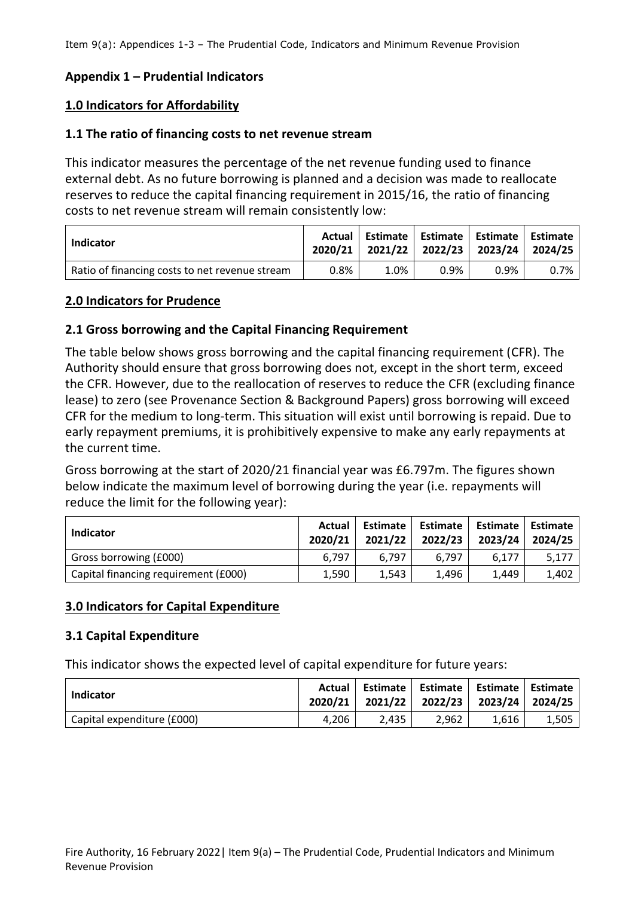## Appendix 1 – Prudential Indicators

### 1.0 Indicators for Affordability

### 1.1 The ratio of financing costs to net revenue stream

This indicator measures the percentage of the net revenue funding used to finance external debt. As no future borrowing is planned and a decision was made to reallocate reserves to reduce the capital financing requirement in 2015/16, the ratio of financing costs to net revenue stream will remain consistently low:

| Indicator | Actual 2020/21 | Estimate 2021/22 | Estimate 2022/23 | Estimate 2023/24 | Estimate 2024/25 |
|---|---|---|---|---|---|
| Ratio of financing costs to net revenue stream | 0.8% | 1.0% | 0.9% | 0.9% | 0.7% |

### 2.0 Indicators for Prudence

### 2.1 Gross borrowing and the Capital Financing Requirement

The table below shows gross borrowing and the capital financing requirement (CFR). The Authority should ensure that gross borrowing does not, except in the short term, exceed the CFR. However, due to the reallocation of reserves to reduce the CFR (excluding finance lease) to zero (see Provenance Section & Background Papers) gross borrowing will exceed CFR for the medium to long-term. This situation will exist until borrowing is repaid. Due to early repayment premiums, it is prohibitively expensive to make any early repayments at the current time.

Gross borrowing at the start of 2020/21 financial year was £6.797m. The figures shown below indicate the maximum level of borrowing during the year (i.e. repayments will reduce the limit for the following year):

| Indicator | Actual 2020/21 | Estimate 2021/22 | Estimate 2022/23 | Estimate 2023/24 | Estimate 2024/25 |
|---|---|---|---|---|---|
| Gross borrowing (£000) | 6,797 | 6,797 | 6,797 | 6,177 | 5,177 |
| Capital financing requirement (£000) | 1,590 | 1,543 | 1,496 | 1,449 | 1,402 |

### 3.0 Indicators for Capital Expenditure

### 3.1 Capital Expenditure

This indicator shows the expected level of capital expenditure for future years:

| Indicator | Actual 2020/21 | Estimate 2021/22 | Estimate 2022/23 | Estimate 2023/24 | Estimate 2024/25 |
|---|---|---|---|---|---|
| Capital expenditure (£000) | 4,206 | 2,435 | 2,962 | 1,616 | 1,505 |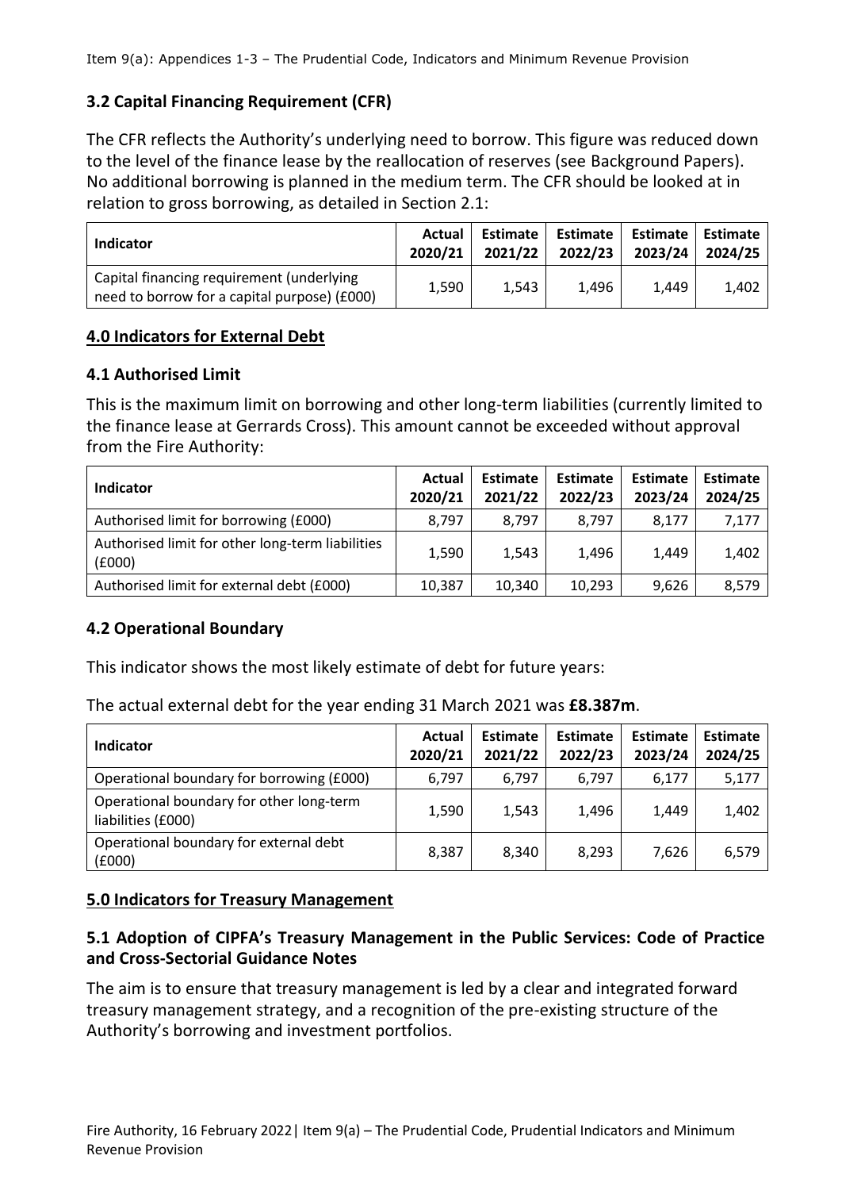### 3.2 Capital Financing Requirement (CFR)

The CFR reflects the Authority's underlying need to borrow. This figure was reduced down to the level of the finance lease by the reallocation of reserves (see Background Papers). No additional borrowing is planned in the medium term. The CFR should be looked at in relation to gross borrowing, as detailed in Section 2.1:

| Indicator | Actual 2020/21 | Estimate 2021/22 | Estimate 2022/23 | Estimate 2023/24 | Estimate 2024/25 |
|---|---|---|---|---|---|
| Capital financing requirement (underlying need to borrow for a capital purpose) (£000) | 1,590 | 1,543 | 1,496 | 1,449 | 1,402 |

## 4.0 Indicators for External Debt

### 4.1 Authorised Limit

This is the maximum limit on borrowing and other long-term liabilities (currently limited to the finance lease at Gerrards Cross). This amount cannot be exceeded without approval from the Fire Authority:

| Indicator | Actual 2020/21 | Estimate 2021/22 | Estimate 2022/23 | Estimate 2023/24 | Estimate 2024/25 |
|---|---|---|---|---|---|
| Authorised limit for borrowing (£000) | 8,797 | 8,797 | 8,797 | 8,177 | 7,177 |
| Authorised limit for other long-term liabilities (£000) | 1,590 | 1,543 | 1,496 | 1,449 | 1,402 |
| Authorised limit for external debt (£000) | 10,387 | 10,340 | 10,293 | 9,626 | 8,579 |

### 4.2 Operational Boundary

This indicator shows the most likely estimate of debt for future years:

The actual external debt for the year ending 31 March 2021 was **£8.387m**.

| Indicator | Actual 2020/21 | Estimate 2021/22 | Estimate 2022/23 | Estimate 2023/24 | Estimate 2024/25 |
|---|---|---|---|---|---|
| Operational boundary for borrowing (£000) | 6,797 | 6,797 | 6,797 | 6,177 | 5,177 |
| Operational boundary for other long-term liabilities (£000) | 1,590 | 1,543 | 1,496 | 1,449 | 1,402 |
| Operational boundary for external debt (£000) | 8,387 | 8,340 | 8,293 | 7,626 | 6,579 |

## 5.0 Indicators for Treasury Management

### 5.1 Adoption of CIPFA's Treasury Management in the Public Services: Code of Practice and Cross-Sectorial Guidance Notes

The aim is to ensure that treasury management is led by a clear and integrated forward treasury management strategy, and a recognition of the pre-existing structure of the Authority's borrowing and investment portfolios.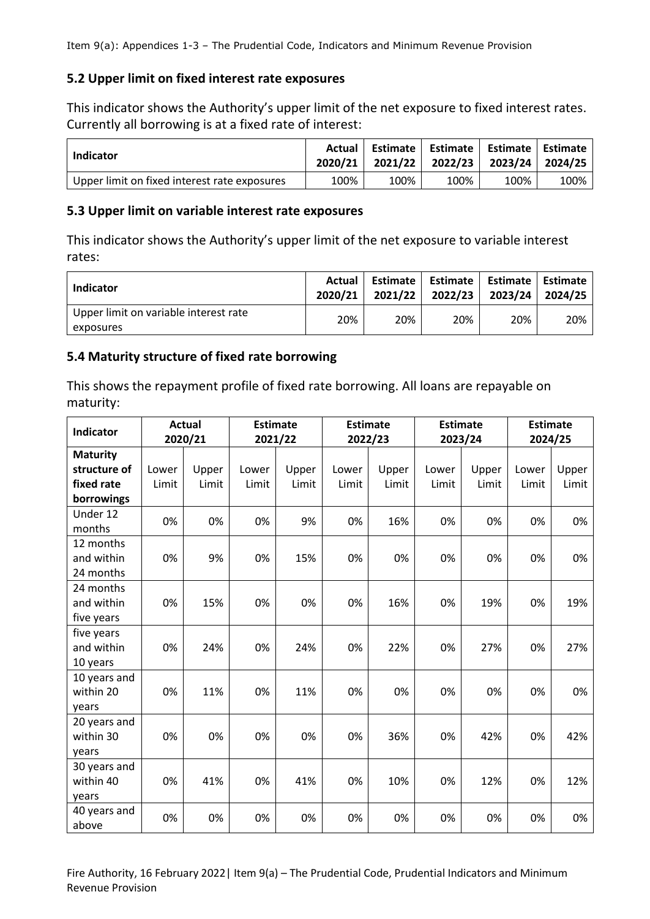## 5.2 Upper limit on fixed interest rate exposures

This indicator shows the Authority's upper limit of the net exposure to fixed interest rates. Currently all borrowing is at a fixed rate of interest:

| Indicator | Actual 2020/21 | Estimate 2021/22 | Estimate 2022/23 | Estimate 2023/24 | Estimate 2024/25 |
|---|---|---|---|---|---|
| Upper limit on fixed interest rate exposures | 100% | 100% | 100% | 100% | 100% |

## 5.3 Upper limit on variable interest rate exposures

This indicator shows the Authority's upper limit of the net exposure to variable interest rates:

| Indicator | Actual 2020/21 | Estimate 2021/22 | Estimate 2022/23 | Estimate 2023/24 | Estimate 2024/25 |
|---|---|---|---|---|---|
| Upper limit on variable interest rate exposures | 20% | 20% | 20% | 20% | 20% |

## 5.4 Maturity structure of fixed rate borrowing

This shows the repayment profile of fixed rate borrowing. All loans are repayable on maturity:

| Indicator | Actual 2020/21 | | Estimate 2021/22 | | Estimate 2022/23 | | Estimate 2023/24 | | Estimate 2024/25 | |
|---|---|---|---|---|---|---|---|---|---|---|
| **Maturity structure of fixed rate borrowings** | Lower Limit | Upper Limit | Lower Limit | Upper Limit | Lower Limit | Upper Limit | Lower Limit | Upper Limit | Lower Limit | Upper Limit |
| Under 12 months | 0% | 0% | 0% | 9% | 0% | 16% | 0% | 0% | 0% | 0% |
| 12 months and within 24 months | 0% | 9% | 0% | 15% | 0% | 0% | 0% | 0% | 0% | 0% |
| 24 months and within five years | 0% | 15% | 0% | 0% | 0% | 16% | 0% | 19% | 0% | 19% |
| five years and within 10 years | 0% | 24% | 0% | 24% | 0% | 22% | 0% | 27% | 0% | 27% |
| 10 years and within 20 years | 0% | 11% | 0% | 11% | 0% | 0% | 0% | 0% | 0% | 0% |
| 20 years and within 30 years | 0% | 0% | 0% | 0% | 0% | 36% | 0% | 42% | 0% | 42% |
| 30 years and within 40 years | 0% | 41% | 0% | 41% | 0% | 10% | 0% | 12% | 0% | 12% |
| 40 years and above | 0% | 0% | 0% | 0% | 0% | 0% | 0% | 0% | 0% | 0% |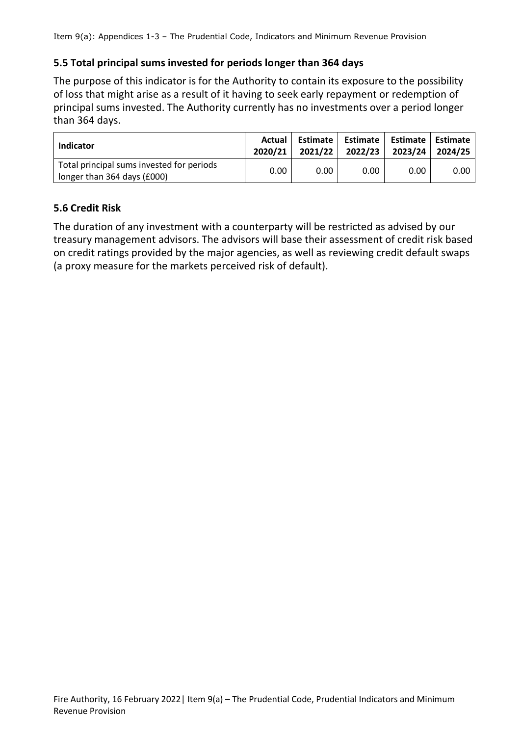## 5.5 Total principal sums invested for periods longer than 364 days

The purpose of this indicator is for the Authority to contain its exposure to the possibility of loss that might arise as a result of it having to seek early repayment or redemption of principal sums invested. The Authority currently has no investments over a period longer than 364 days.

| Indicator | Actual 2020/21 | Estimate 2021/22 | Estimate 2022/23 | Estimate 2023/24 | Estimate 2024/25 |
|---|---|---|---|---|---|
| Total principal sums invested for periods longer than 364 days (£000) | 0.00 | 0.00 | 0.00 | 0.00 | 0.00 |

## 5.6 Credit Risk

The duration of any investment with a counterparty will be restricted as advised by our treasury management advisors. The advisors will base their assessment of credit risk based on credit ratings provided by the major agencies, as well as reviewing credit default swaps (a proxy measure for the markets perceived risk of default).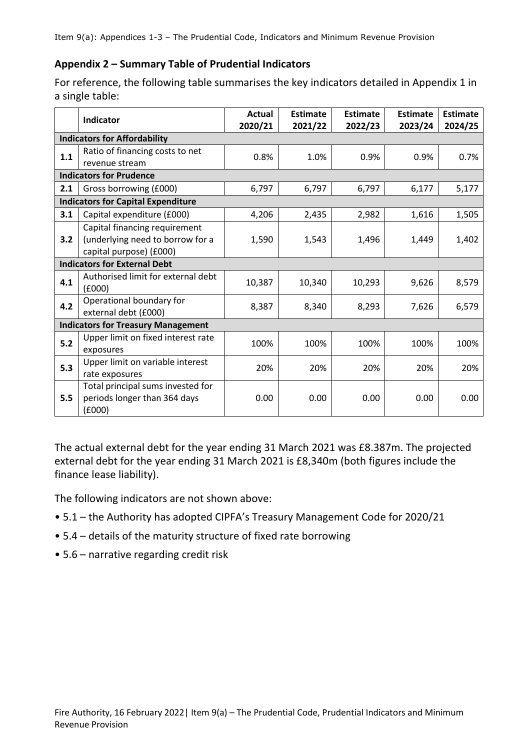## Appendix 2 – Summary Table of Prudential Indicators

For reference, the following table summarises the key indicators detailed in Appendix 1 in a single table:

| | Indicator | Actual 2020/21 | Estimate 2021/22 | Estimate 2022/23 | Estimate 2023/24 | Estimate 2024/25 |
|---|---|---|---|---|---|---|
| **Indicators for Affordability** | | | | | | |
| 1.1 | Ratio of financing costs to net revenue stream | 0.8% | 1.0% | 0.9% | 0.9% | 0.7% |
| **Indicators for Prudence** | | | | | | |
| 2.1 | Gross borrowing (£000) | 6,797 | 6,797 | 6,797 | 6,177 | 5,177 |
| **Indicators for Capital Expenditure** | | | | | | |
| 3.1 | Capital expenditure (£000) | 4,206 | 2,435 | 2,982 | 1,616 | 1,505 |
| 3.2 | Capital financing requirement (underlying need to borrow for a capital purpose) (£000) | 1,590 | 1,543 | 1,496 | 1,449 | 1,402 |
| **Indicators for External Debt** | | | | | | |
| 4.1 | Authorised limit for external debt (£000) | 10,387 | 10,340 | 10,293 | 9,626 | 8,579 |
| 4.2 | Operational boundary for external debt (£000) | 8,387 | 8,340 | 8,293 | 7,626 | 6,579 |
| **Indicators for Treasury Management** | | | | | | |
| 5.2 | Upper limit on fixed interest rate exposures | 100% | 100% | 100% | 100% | 100% |
| 5.3 | Upper limit on variable interest rate exposures | 20% | 20% | 20% | 20% | 20% |
| 5.5 | Total principal sums invested for periods longer than 364 days (£000) | 0.00 | 0.00 | 0.00 | 0.00 | 0.00 |

The actual external debt for the year ending 31 March 2021 was £8.387m. The projected external debt for the year ending 31 March 2021 is £8,340m (both figures include the finance lease liability).

The following indicators are not shown above:

- 5.1 – the Authority has adopted CIPFA's Treasury Management Code for 2020/21
- 5.4 – details of the maturity structure of fixed rate borrowing
- 5.6 – narrative regarding credit risk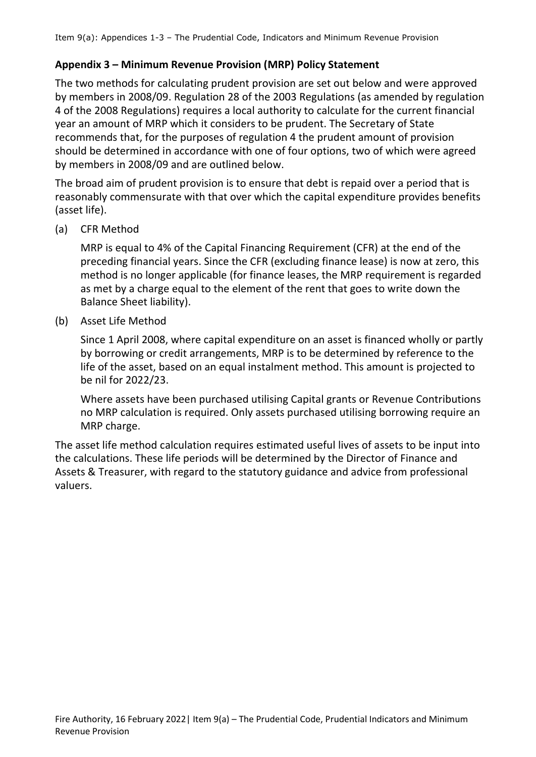## Appendix 3 – Minimum Revenue Provision (MRP) Policy Statement

The two methods for calculating prudent provision are set out below and were approved by members in 2008/09. Regulation 28 of the 2003 Regulations (as amended by regulation 4 of the 2008 Regulations) requires a local authority to calculate for the current financial year an amount of MRP which it considers to be prudent. The Secretary of State recommends that, for the purposes of regulation 4 the prudent amount of provision should be determined in accordance with one of four options, two of which were agreed by members in 2008/09 and are outlined below.

The broad aim of prudent provision is to ensure that debt is repaid over a period that is reasonably commensurate with that over which the capital expenditure provides benefits (asset life).

(a) CFR Method

MRP is equal to 4% of the Capital Financing Requirement (CFR) at the end of the preceding financial years. Since the CFR (excluding finance lease) is now at zero, this method is no longer applicable (for finance leases, the MRP requirement is regarded as met by a charge equal to the element of the rent that goes to write down the Balance Sheet liability).

(b) Asset Life Method

Since 1 April 2008, where capital expenditure on an asset is financed wholly or partly by borrowing or credit arrangements, MRP is to be determined by reference to the life of the asset, based on an equal instalment method. This amount is projected to be nil for 2022/23.

Where assets have been purchased utilising Capital grants or Revenue Contributions no MRP calculation is required. Only assets purchased utilising borrowing require an MRP charge.

The asset life method calculation requires estimated useful lives of assets to be input into the calculations. These life periods will be determined by the Director of Finance and Assets & Treasurer, with regard to the statutory guidance and advice from professional valuers.